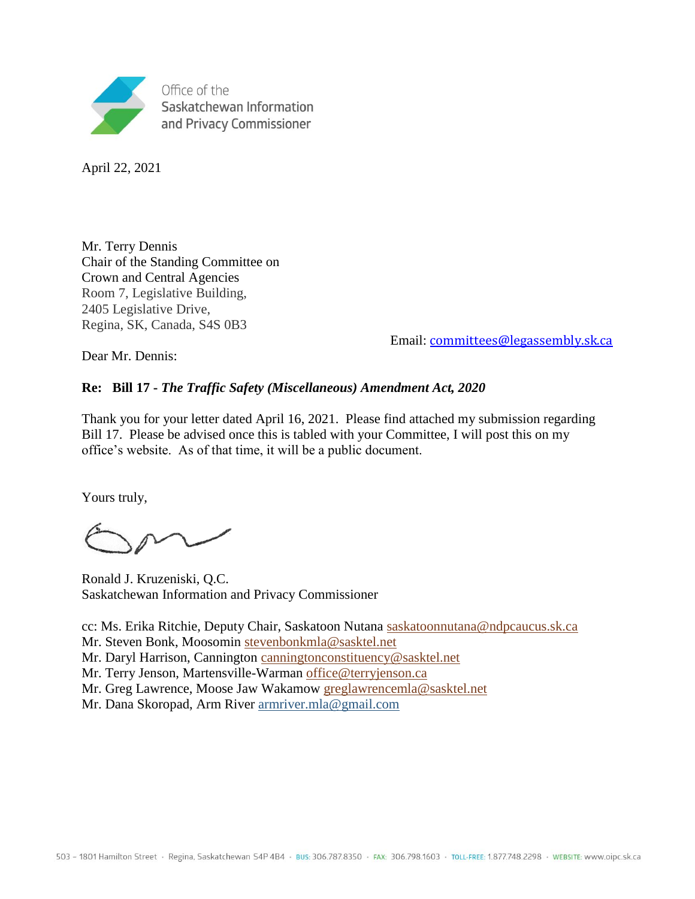Office of the
Saskatchewan Information
and Privacy Commissioner

April 22, 2021

Mr. Terry Dennis
Chair of the Standing Committee on
Crown and Central Agencies
Room 7, Legislative Building,
2405 Legislative Drive,
Regina, SK, Canada, S4S 0B3

Email: committees@legassembly.sk.ca

Dear Mr. Dennis:

**Re: Bill 17 - *The Traffic Safety (Miscellaneous) Amendment Act, 2020***

Thank you for your letter dated April 16, 2021. Please find attached my submission regarding Bill 17. Please be advised once this is tabled with your Committee, I will post this on my office's website. As of that time, it will be a public document.

Yours truly,

Ronald J. Kruzeniski, Q.C.
Saskatchewan Information and Privacy Commissioner

cc: Ms. Erika Ritchie, Deputy Chair, Saskatoon Nutana saskatoonnutana@ndpcaucus.sk.ca
Mr. Steven Bonk, Moosomin stevenbonkmla@sasktel.net
Mr. Daryl Harrison, Cannington canningtonconstituency@sasktel.net
Mr. Terry Jenson, Martensville-Warman office@terryjenson.ca
Mr. Greg Lawrence, Moose Jaw Wakamow greglawrencemla@sasktel.net
Mr. Dana Skoropad, Arm River armriver.mla@gmail.com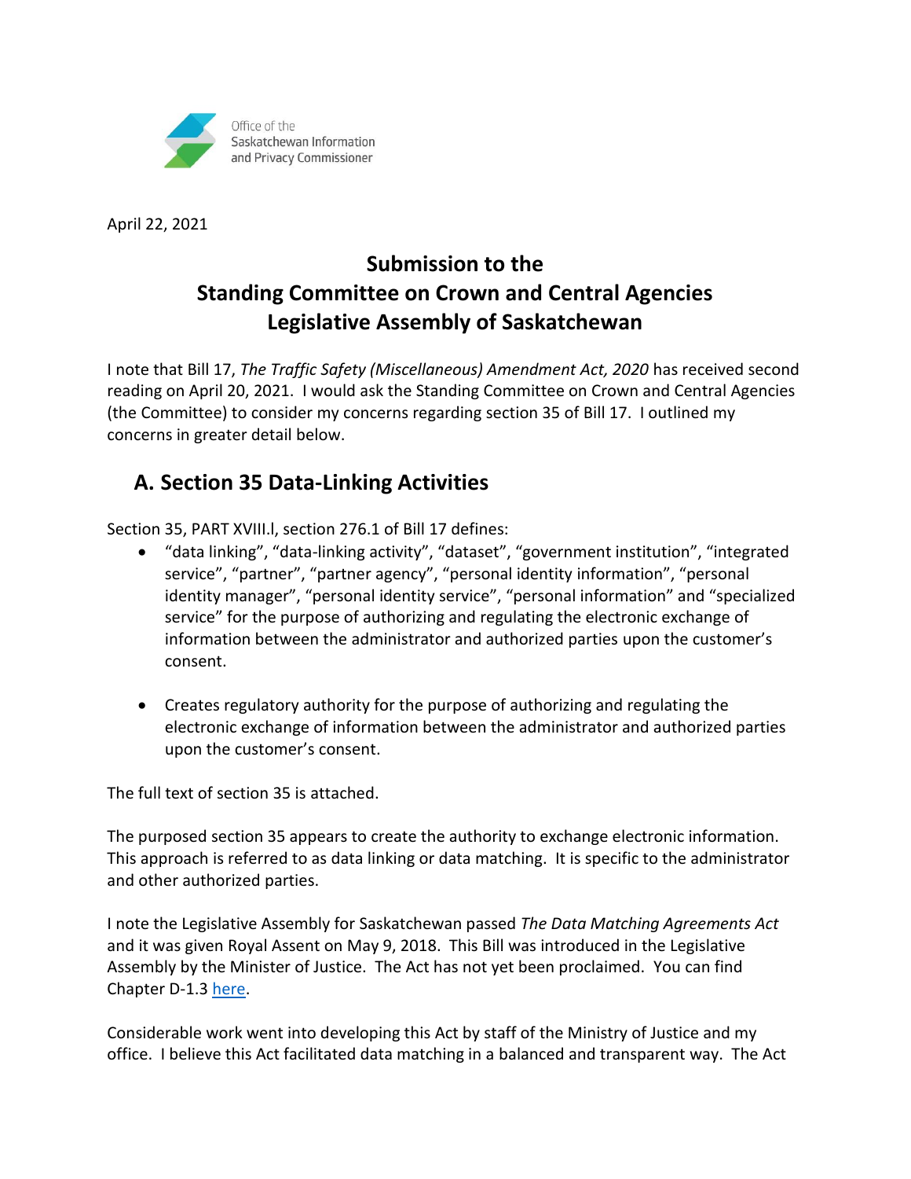Office of the Saskatchewan Information and Privacy Commissioner

April 22, 2021

# Submission to the Standing Committee on Crown and Central Agencies Legislative Assembly of Saskatchewan

I note that Bill 17, *The Traffic Safety (Miscellaneous) Amendment Act, 2020* has received second reading on April 20, 2021. I would ask the Standing Committee on Crown and Central Agencies (the Committee) to consider my concerns regarding section 35 of Bill 17. I outlined my concerns in greater detail below.

## A. Section 35 Data-Linking Activities

Section 35, PART XVIII.l, section 276.1 of Bill 17 defines:

- "data linking", "data-linking activity", "dataset", "government institution", "integrated service", "partner", "partner agency", "personal identity information", "personal identity manager", "personal identity service", "personal information" and "specialized service" for the purpose of authorizing and regulating the electronic exchange of information between the administrator and authorized parties upon the customer's consent.

- Creates regulatory authority for the purpose of authorizing and regulating the electronic exchange of information between the administrator and authorized parties upon the customer's consent.

The full text of section 35 is attached.

The purposed section 35 appears to create the authority to exchange electronic information. This approach is referred to as data linking or data matching. It is specific to the administrator and other authorized parties.

I note the Legislative Assembly for Saskatchewan passed *The Data Matching Agreements Act* and it was given Royal Assent on May 9, 2018. This Bill was introduced in the Legislative Assembly by the Minister of Justice. The Act has not yet been proclaimed. You can find Chapter D-1.3 here.

Considerable work went into developing this Act by staff of the Ministry of Justice and my office. I believe this Act facilitated data matching in a balanced and transparent way. The Act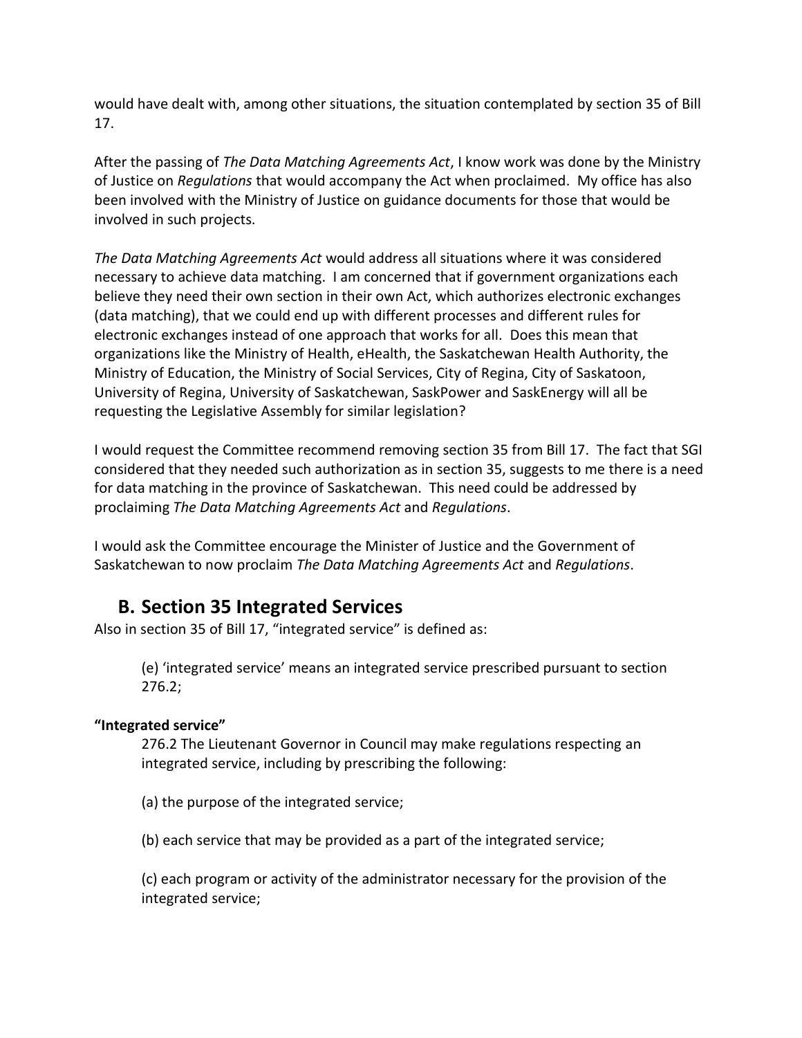would have dealt with, among other situations, the situation contemplated by section 35 of Bill 17.

After the passing of *The Data Matching Agreements Act*, I know work was done by the Ministry of Justice on *Regulations* that would accompany the Act when proclaimed. My office has also been involved with the Ministry of Justice on guidance documents for those that would be involved in such projects.

*The Data Matching Agreements Act* would address all situations where it was considered necessary to achieve data matching. I am concerned that if government organizations each believe they need their own section in their own Act, which authorizes electronic exchanges (data matching), that we could end up with different processes and different rules for electronic exchanges instead of one approach that works for all. Does this mean that organizations like the Ministry of Health, eHealth, the Saskatchewan Health Authority, the Ministry of Education, the Ministry of Social Services, City of Regina, City of Saskatoon, University of Regina, University of Saskatchewan, SaskPower and SaskEnergy will all be requesting the Legislative Assembly for similar legislation?

I would request the Committee recommend removing section 35 from Bill 17. The fact that SGI considered that they needed such authorization as in section 35, suggests to me there is a need for data matching in the province of Saskatchewan. This need could be addressed by proclaiming *The Data Matching Agreements Act* and *Regulations*.

I would ask the Committee encourage the Minister of Justice and the Government of Saskatchewan to now proclaim *The Data Matching Agreements Act* and *Regulations*.

## B. Section 35 Integrated Services

Also in section 35 of Bill 17, "integrated service" is defined as:

> (e) 'integrated service' means an integrated service prescribed pursuant to section 276.2;

**"Integrated service"**

> 276.2 The Lieutenant Governor in Council may make regulations respecting an integrated service, including by prescribing the following:
>
> (a) the purpose of the integrated service;
>
> (b) each service that may be provided as a part of the integrated service;
>
> (c) each program or activity of the administrator necessary for the provision of the integrated service;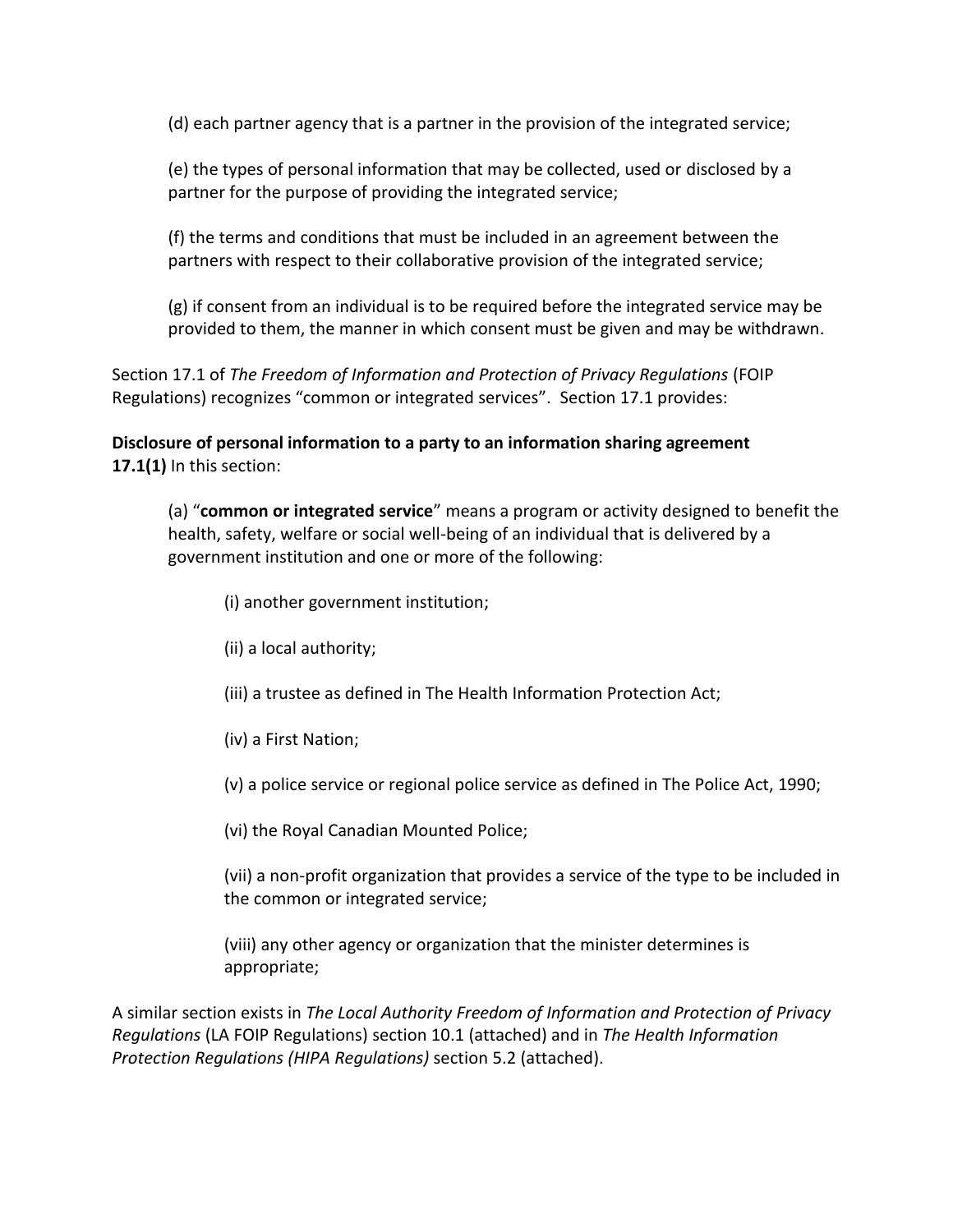(d) each partner agency that is a partner in the provision of the integrated service;

(e) the types of personal information that may be collected, used or disclosed by a partner for the purpose of providing the integrated service;

(f) the terms and conditions that must be included in an agreement between the partners with respect to their collaborative provision of the integrated service;

(g) if consent from an individual is to be required before the integrated service may be provided to them, the manner in which consent must be given and may be withdrawn.

Section 17.1 of *The Freedom of Information and Protection of Privacy Regulations* (FOIP Regulations) recognizes "common or integrated services". Section 17.1 provides:

**Disclosure of personal information to a party to an information sharing agreement**
**17.1(1)** In this section:

(a) "**common or integrated service**" means a program or activity designed to benefit the health, safety, welfare or social well-being of an individual that is delivered by a government institution and one or more of the following:

(i) another government institution;

(ii) a local authority;

(iii) a trustee as defined in The Health Information Protection Act;

(iv) a First Nation;

(v) a police service or regional police service as defined in The Police Act, 1990;

(vi) the Royal Canadian Mounted Police;

(vii) a non-profit organization that provides a service of the type to be included in the common or integrated service;

(viii) any other agency or organization that the minister determines is appropriate;

A similar section exists in *The Local Authority Freedom of Information and Protection of Privacy Regulations* (LA FOIP Regulations) section 10.1 (attached) and in *The Health Information Protection Regulations (HIPA Regulations)* section 5.2 (attached).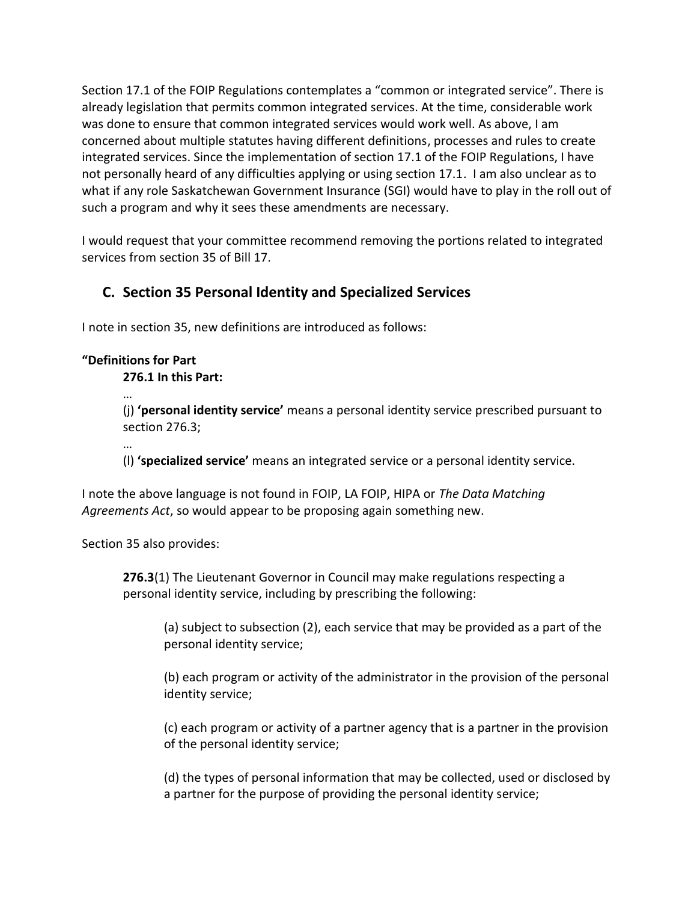Section 17.1 of the FOIP Regulations contemplates a "common or integrated service". There is already legislation that permits common integrated services. At the time, considerable work was done to ensure that common integrated services would work well. As above, I am concerned about multiple statutes having different definitions, processes and rules to create integrated services. Since the implementation of section 17.1 of the FOIP Regulations, I have not personally heard of any difficulties applying or using section 17.1. I am also unclear as to what if any role Saskatchewan Government Insurance (SGI) would have to play in the roll out of such a program and why it sees these amendments are necessary.

I would request that your committee recommend removing the portions related to integrated services from section 35 of Bill 17.

## C. Section 35 Personal Identity and Specialized Services

I note in section 35, new definitions are introduced as follows:

> **"Definitions for Part**
>
> **276.1 In this Part:**
>
> …
>
> (j) **'personal identity service'** means a personal identity service prescribed pursuant to section 276.3;
>
> …
>
> (l) **'specialized service'** means an integrated service or a personal identity service.

I note the above language is not found in FOIP, LA FOIP, HIPA or *The Data Matching Agreements Act*, so would appear to be proposing again something new.

Section 35 also provides:

> **276.3**(1) The Lieutenant Governor in Council may make regulations respecting a personal identity service, including by prescribing the following:
>
> (a) subject to subsection (2), each service that may be provided as a part of the personal identity service;
>
> (b) each program or activity of the administrator in the provision of the personal identity service;
>
> (c) each program or activity of a partner agency that is a partner in the provision of the personal identity service;
>
> (d) the types of personal information that may be collected, used or disclosed by a partner for the purpose of providing the personal identity service;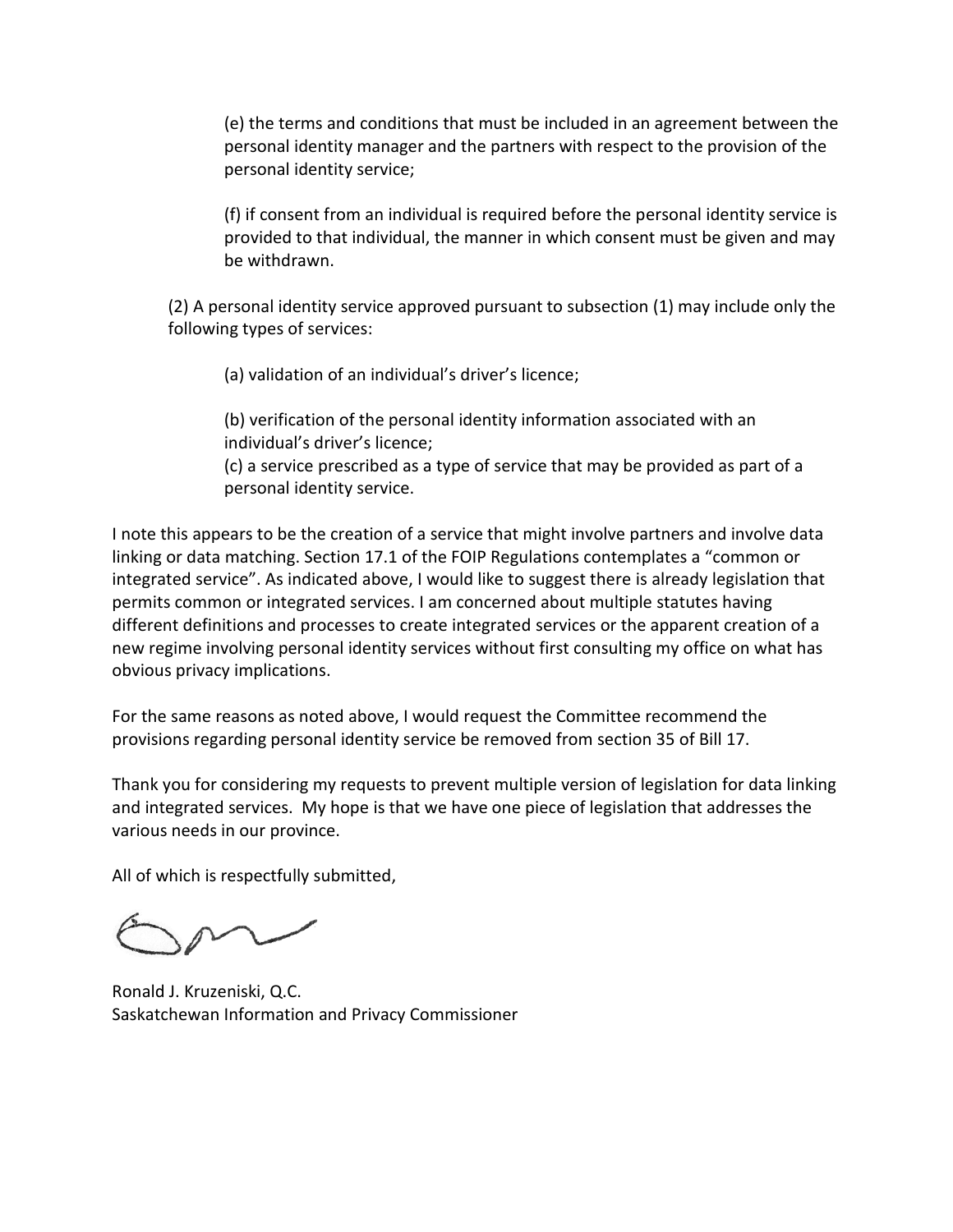(e) the terms and conditions that must be included in an agreement between the personal identity manager and the partners with respect to the provision of the personal identity service;

(f) if consent from an individual is required before the personal identity service is provided to that individual, the manner in which consent must be given and may be withdrawn.

(2) A personal identity service approved pursuant to subsection (1) may include only the following types of services:

(a) validation of an individual's driver's licence;

(b) verification of the personal identity information associated with an individual's driver's licence;
(c) a service prescribed as a type of service that may be provided as part of a personal identity service.

I note this appears to be the creation of a service that might involve partners and involve data linking or data matching. Section 17.1 of the FOIP Regulations contemplates a "common or integrated service". As indicated above, I would like to suggest there is already legislation that permits common or integrated services. I am concerned about multiple statutes having different definitions and processes to create integrated services or the apparent creation of a new regime involving personal identity services without first consulting my office on what has obvious privacy implications.

For the same reasons as noted above, I would request the Committee recommend the provisions regarding personal identity service be removed from section 35 of Bill 17.

Thank you for considering my requests to prevent multiple version of legislation for data linking and integrated services. My hope is that we have one piece of legislation that addresses the various needs in our province.

All of which is respectfully submitted,

Ronald J. Kruzeniski, Q.C.
Saskatchewan Information and Privacy Commissioner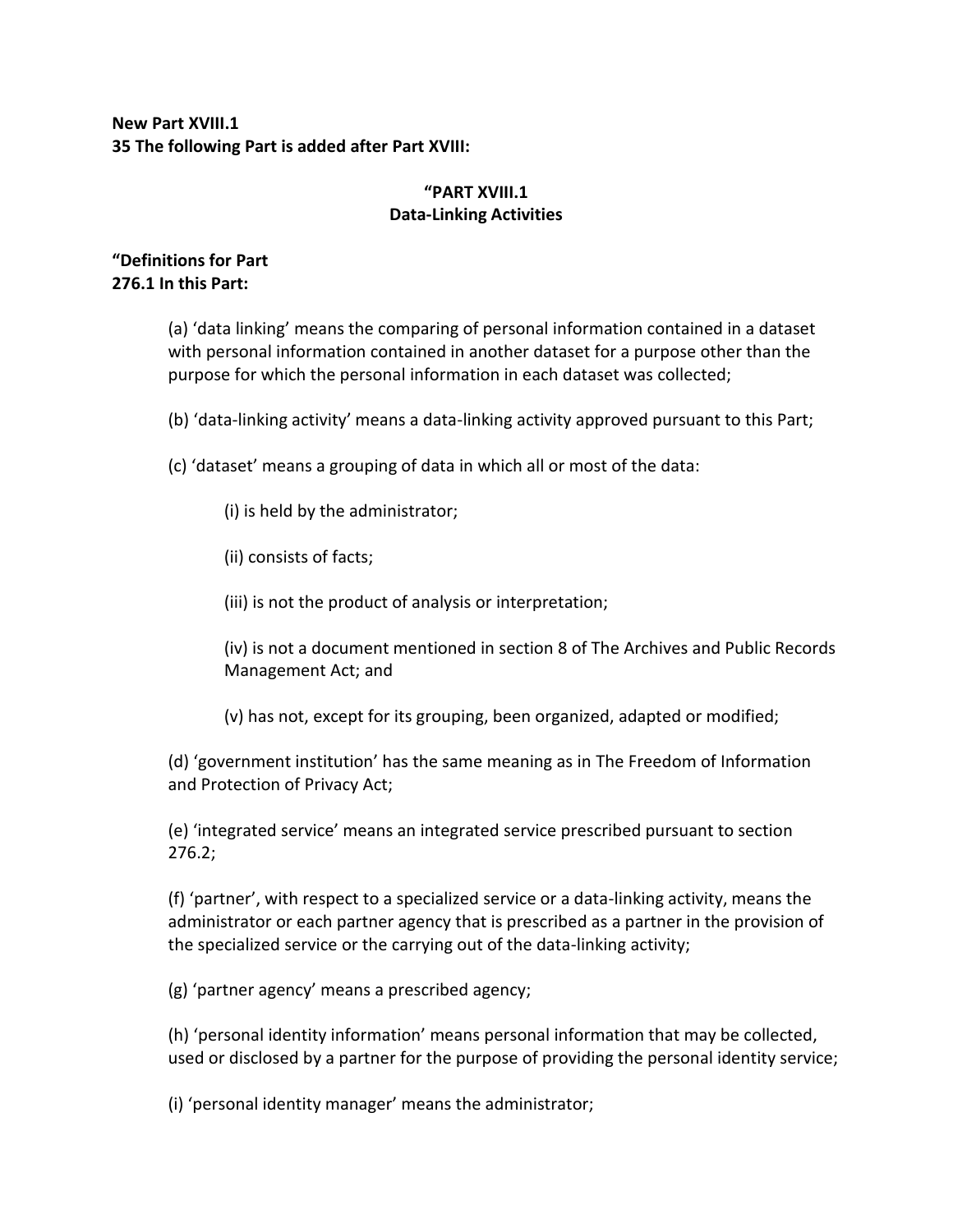**New Part XVIII.1**
**35 The following Part is added after Part XVIII:**

**"PART XVIII.1**
**Data-Linking Activities**

**"Definitions for Part**
**276.1 In this Part:**

(a) 'data linking' means the comparing of personal information contained in a dataset with personal information contained in another dataset for a purpose other than the purpose for which the personal information in each dataset was collected;

(b) 'data-linking activity' means a data-linking activity approved pursuant to this Part;

(c) 'dataset' means a grouping of data in which all or most of the data:

(i) is held by the administrator;

(ii) consists of facts;

(iii) is not the product of analysis or interpretation;

(iv) is not a document mentioned in section 8 of The Archives and Public Records Management Act; and

(v) has not, except for its grouping, been organized, adapted or modified;

(d) 'government institution' has the same meaning as in The Freedom of Information and Protection of Privacy Act;

(e) 'integrated service' means an integrated service prescribed pursuant to section 276.2;

(f) 'partner', with respect to a specialized service or a data-linking activity, means the administrator or each partner agency that is prescribed as a partner in the provision of the specialized service or the carrying out of the data-linking activity;

(g) 'partner agency' means a prescribed agency;

(h) 'personal identity information' means personal information that may be collected, used or disclosed by a partner for the purpose of providing the personal identity service;

(i) 'personal identity manager' means the administrator;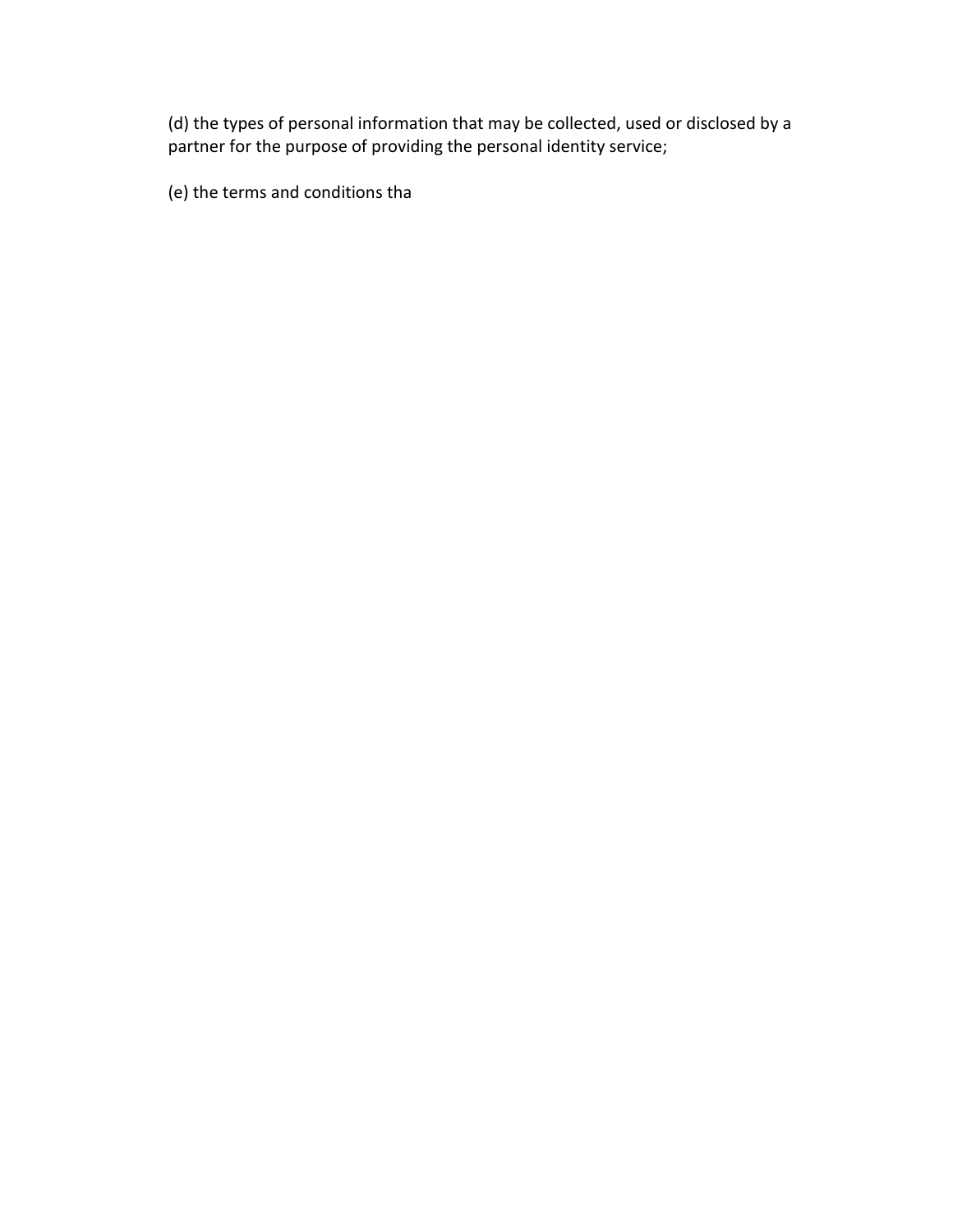(d) the types of personal information that may be collected, used or disclosed by a partner for the purpose of providing the personal identity service;

(e) the terms and conditions tha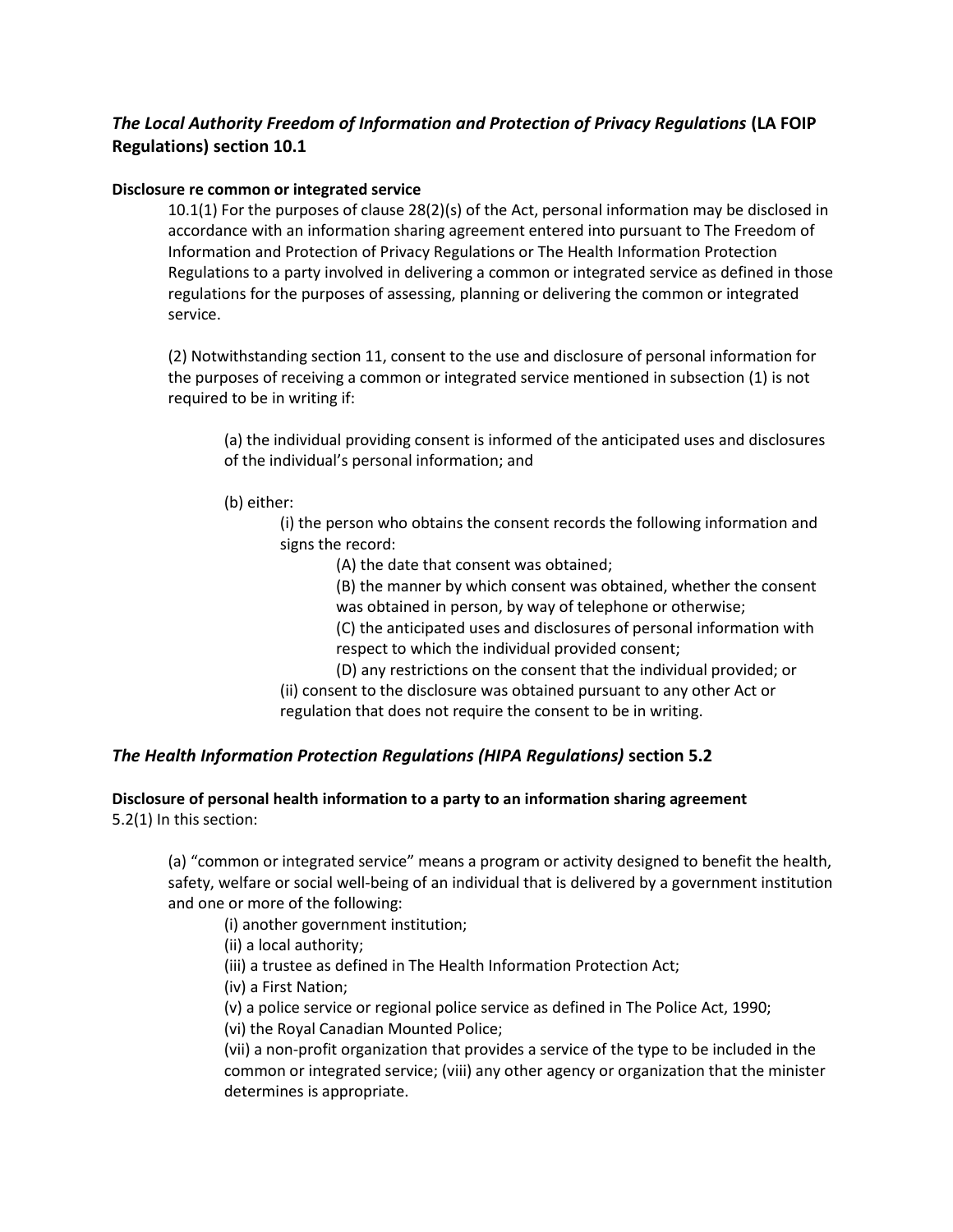## *The Local Authority Freedom of Information and Protection of Privacy Regulations* (LA FOIP Regulations) section 10.1

**Disclosure re common or integrated service**

10.1(1) For the purposes of clause 28(2)(s) of the Act, personal information may be disclosed in accordance with an information sharing agreement entered into pursuant to The Freedom of Information and Protection of Privacy Regulations or The Health Information Protection Regulations to a party involved in delivering a common or integrated service as defined in those regulations for the purposes of assessing, planning or delivering the common or integrated service.

(2) Notwithstanding section 11, consent to the use and disclosure of personal information for the purposes of receiving a common or integrated service mentioned in subsection (1) is not required to be in writing if:

> (a) the individual providing consent is informed of the anticipated uses and disclosures of the individual's personal information; and
>
> (b) either:
>
> > (i) the person who obtains the consent records the following information and signs the record:
> >
> > > (A) the date that consent was obtained;
> > > (B) the manner by which consent was obtained, whether the consent was obtained in person, by way of telephone or otherwise;
> > > (C) the anticipated uses and disclosures of personal information with respect to which the individual provided consent;
> > > (D) any restrictions on the consent that the individual provided; or
> >
> > (ii) consent to the disclosure was obtained pursuant to any other Act or regulation that does not require the consent to be in writing.

## *The Health Information Protection Regulations (HIPA Regulations)* section 5.2

**Disclosure of personal health information to a party to an information sharing agreement**

5.2(1) In this section:

> (a) "common or integrated service" means a program or activity designed to benefit the health, safety, welfare or social well-being of an individual that is delivered by a government institution and one or more of the following:
>
> > (i) another government institution;
> > (ii) a local authority;
> > (iii) a trustee as defined in The Health Information Protection Act;
> > (iv) a First Nation;
> > (v) a police service or regional police service as defined in The Police Act, 1990;
> > (vi) the Royal Canadian Mounted Police;
> > (vii) a non-profit organization that provides a service of the type to be included in the common or integrated service; (viii) any other agency or organization that the minister determines is appropriate.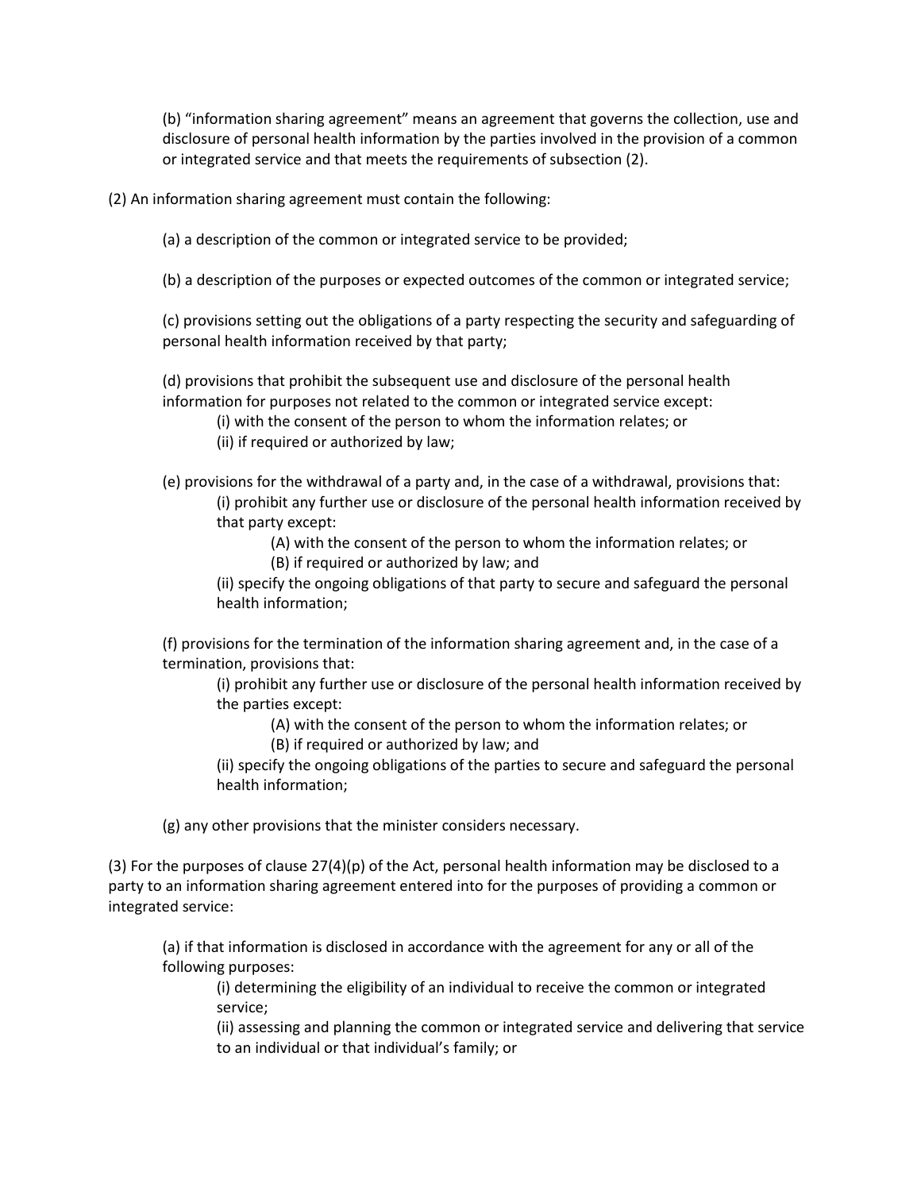(b) “information sharing agreement” means an agreement that governs the collection, use and disclosure of personal health information by the parties involved in the provision of a common or integrated service and that meets the requirements of subsection (2).

(2) An information sharing agreement must contain the following:

(a) a description of the common or integrated service to be provided;

(b) a description of the purposes or expected outcomes of the common or integrated service;

(c) provisions setting out the obligations of a party respecting the security and safeguarding of personal health information received by that party;

(d) provisions that prohibit the subsequent use and disclosure of the personal health information for purposes not related to the common or integrated service except:

(i) with the consent of the person to whom the information relates; or

(ii) if required or authorized by law;

(e) provisions for the withdrawal of a party and, in the case of a withdrawal, provisions that:

(i) prohibit any further use or disclosure of the personal health information received by that party except:

(A) with the consent of the person to whom the information relates; or

(B) if required or authorized by law; and

(ii) specify the ongoing obligations of that party to secure and safeguard the personal health information;

(f) provisions for the termination of the information sharing agreement and, in the case of a termination, provisions that:

(i) prohibit any further use or disclosure of the personal health information received by the parties except:

(A) with the consent of the person to whom the information relates; or

(B) if required or authorized by law; and

(ii) specify the ongoing obligations of the parties to secure and safeguard the personal health information;

(g) any other provisions that the minister considers necessary.

(3) For the purposes of clause 27(4)(p) of the Act, personal health information may be disclosed to a party to an information sharing agreement entered into for the purposes of providing a common or integrated service:

(a) if that information is disclosed in accordance with the agreement for any or all of the following purposes:

(i) determining the eligibility of an individual to receive the common or integrated service;

(ii) assessing and planning the common or integrated service and delivering that service to an individual or that individual’s family; or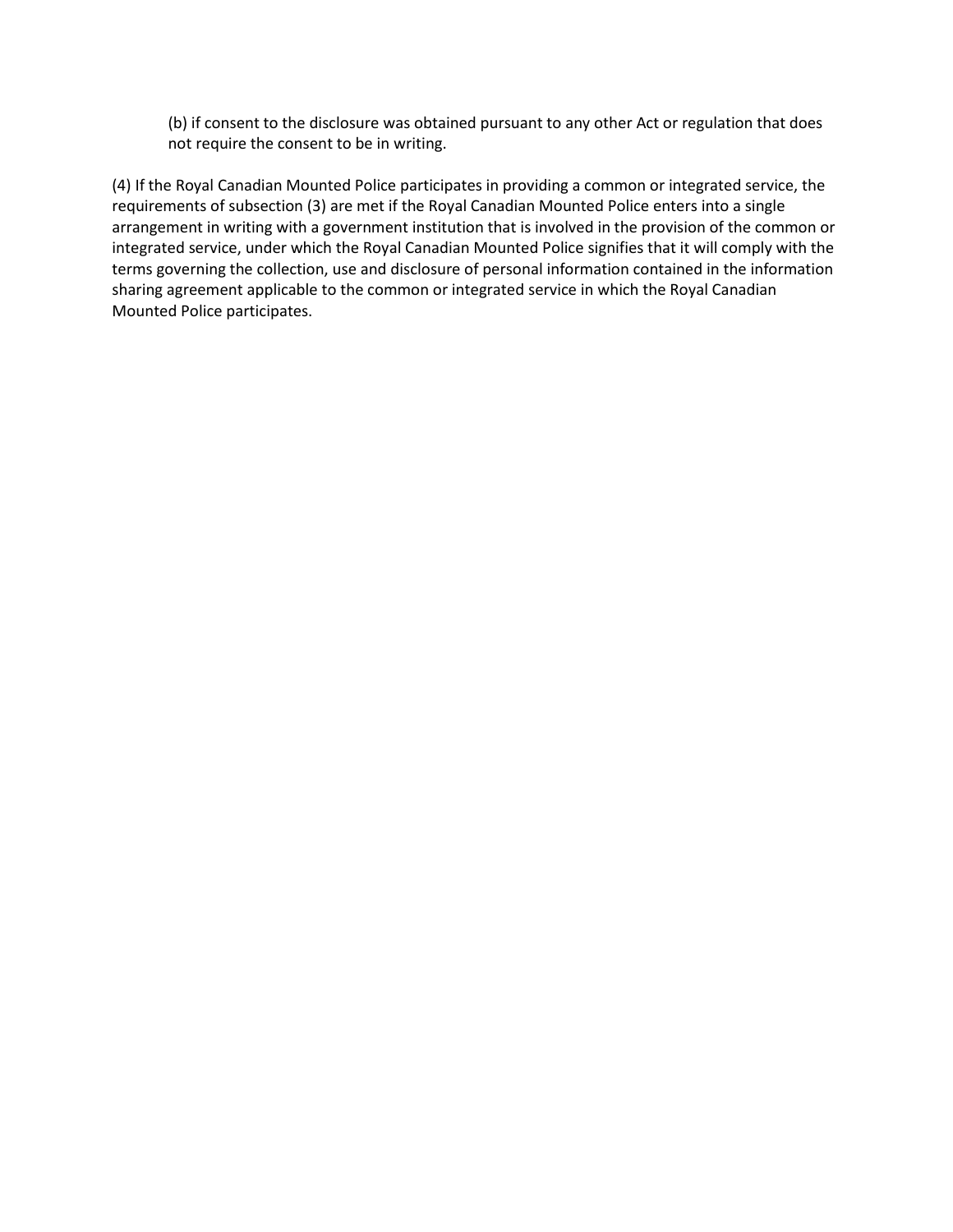(b) if consent to the disclosure was obtained pursuant to any other Act or regulation that does not require the consent to be in writing.

(4) If the Royal Canadian Mounted Police participates in providing a common or integrated service, the requirements of subsection (3) are met if the Royal Canadian Mounted Police enters into a single arrangement in writing with a government institution that is involved in the provision of the common or integrated service, under which the Royal Canadian Mounted Police signifies that it will comply with the terms governing the collection, use and disclosure of personal information contained in the information sharing agreement applicable to the common or integrated service in which the Royal Canadian Mounted Police participates.